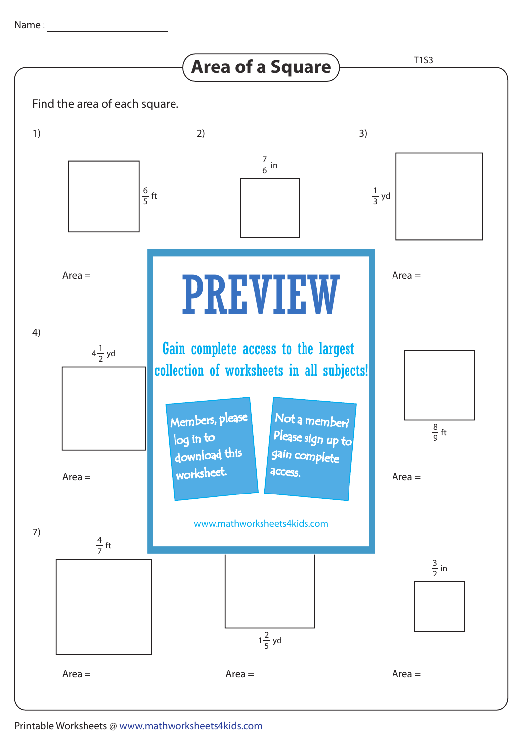Name : ____________________

# Area of a Square

T1S3

Find the area of each square.

1) $\frac{6}{5}$ ft

Area =

2) $\frac{7}{6}$ in

3) $\frac{1}{3}$ yd

Area =

4) $4\frac{1}{2}$ yd

Area =

PREVIEW

Gain complete access to the largest collection of worksheets in all subjects!

Members, please log in to download this worksheet.

Not a member? Please sign up to gain complete access.

www.mathworksheets4kids.com

$\frac{8}{9}$ ft

Area =

7) $\frac{4}{7}$ ft

Area =

$1\frac{2}{5}$ yd

Area =

$\frac{3}{2}$ in

Area =

Printable Worksheets @ www.mathworksheets4kids.com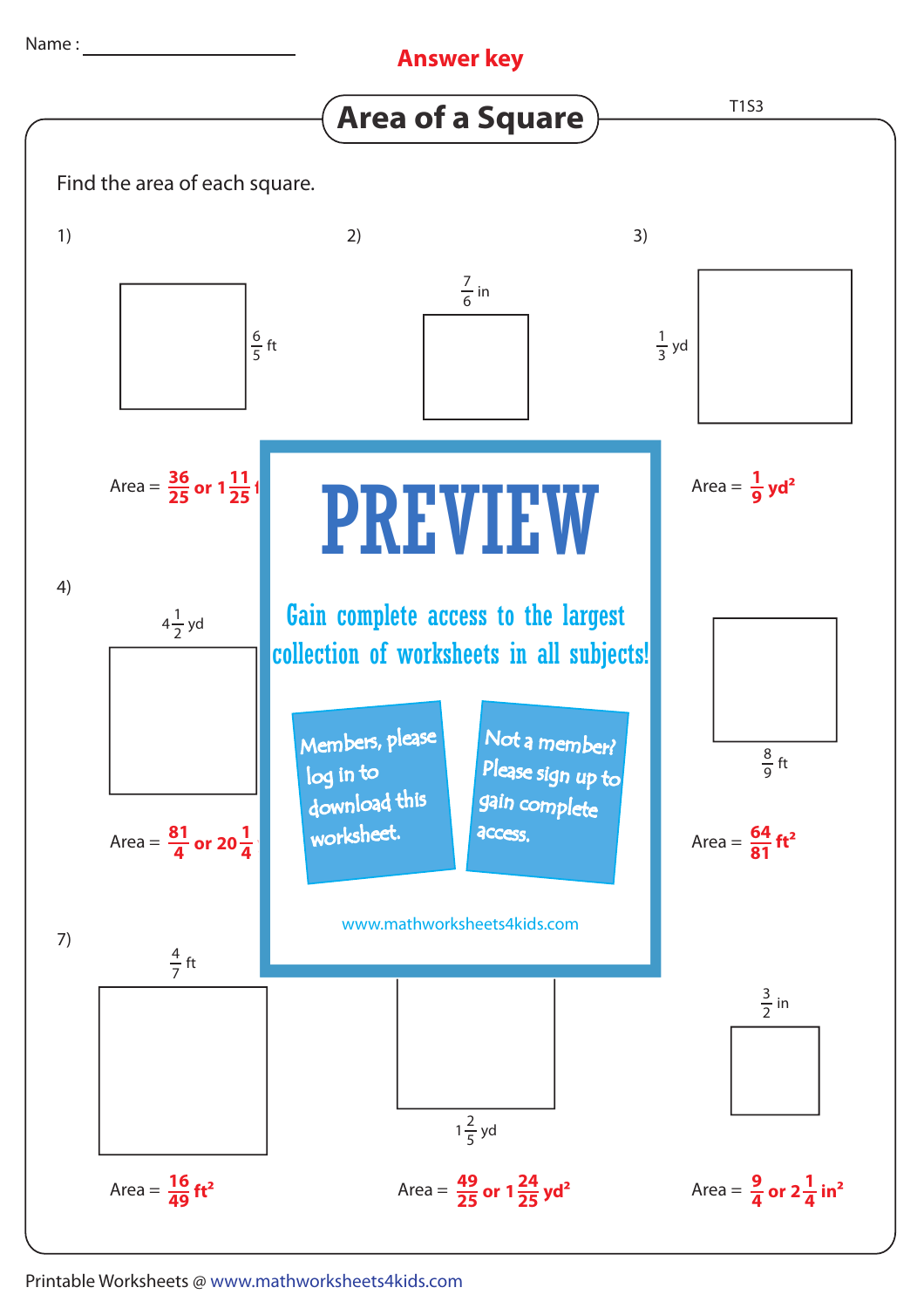Name : ________________

**Answer key**

# Area of a Square

T1S3

Find the area of each square.

1) $\frac{6}{5}$ ft

Area = $\frac{36}{25}$ or $1\frac{11}{25}$ f

2) $\frac{7}{6}$ in

3) $\frac{1}{3}$ yd

Area = $\frac{1}{9}$ yd²

4) $4\frac{1}{2}$ yd

Area = $\frac{81}{4}$ or $20\frac{1}{4}$

$\frac{8}{9}$ ft

Area = $\frac{64}{81}$ ft²

**PREVIEW**

Gain complete access to the largest collection of worksheets in all subjects!

Members, please log in to download this worksheet.

Not a member? Please sign up to gain complete access.

www.mathworksheets4kids.com

7) $\frac{4}{7}$ ft

Area = $\frac{16}{49}$ ft²

$1\frac{2}{5}$ yd

Area = $\frac{49}{25}$ or $1\frac{24}{25}$ yd²

$\frac{3}{2}$ in

Area = $\frac{9}{4}$ or $2\frac{1}{4}$ in²

Printable Worksheets @ www.mathworksheets4kids.com